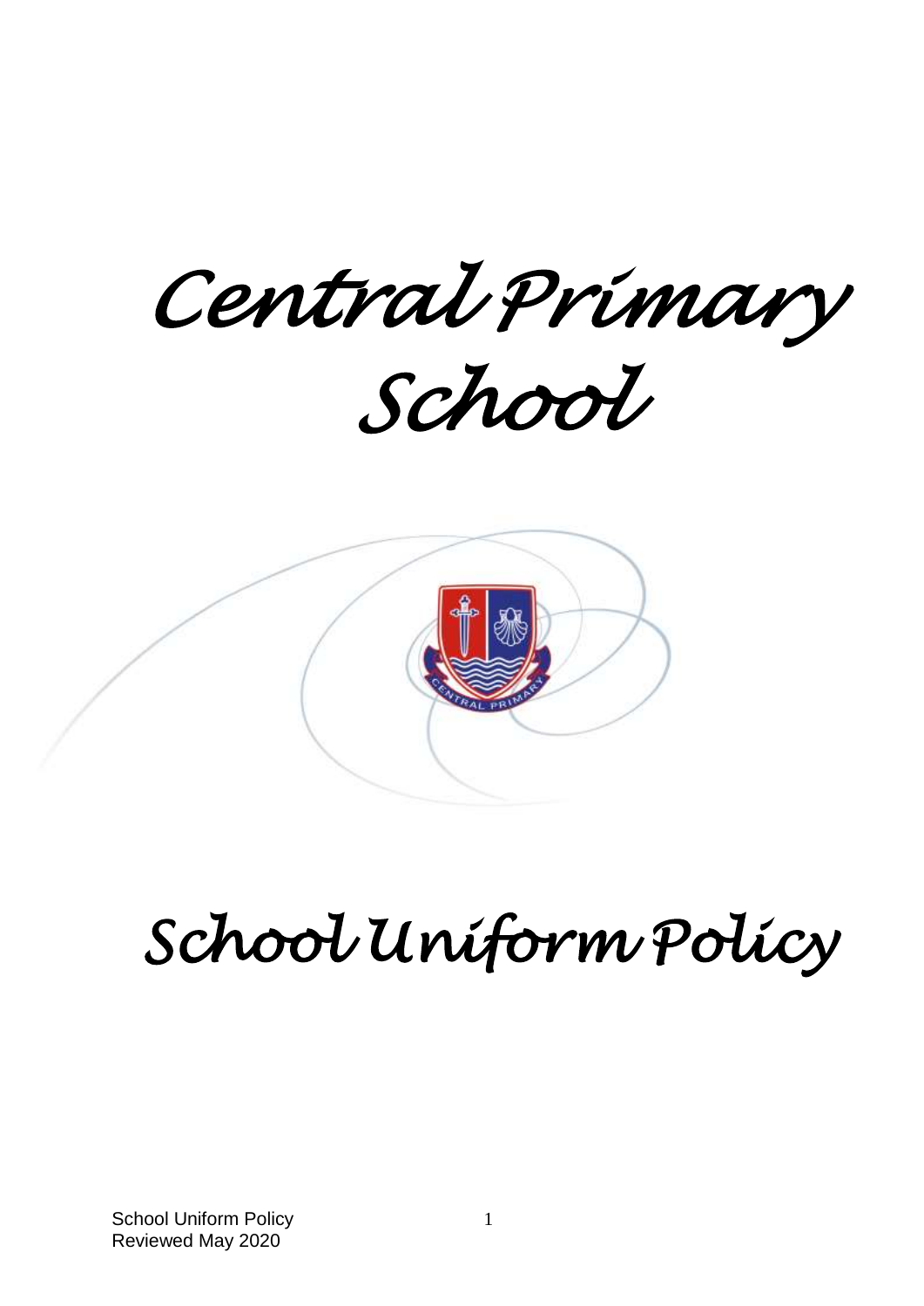# Central Primary School

# School Uniform Policy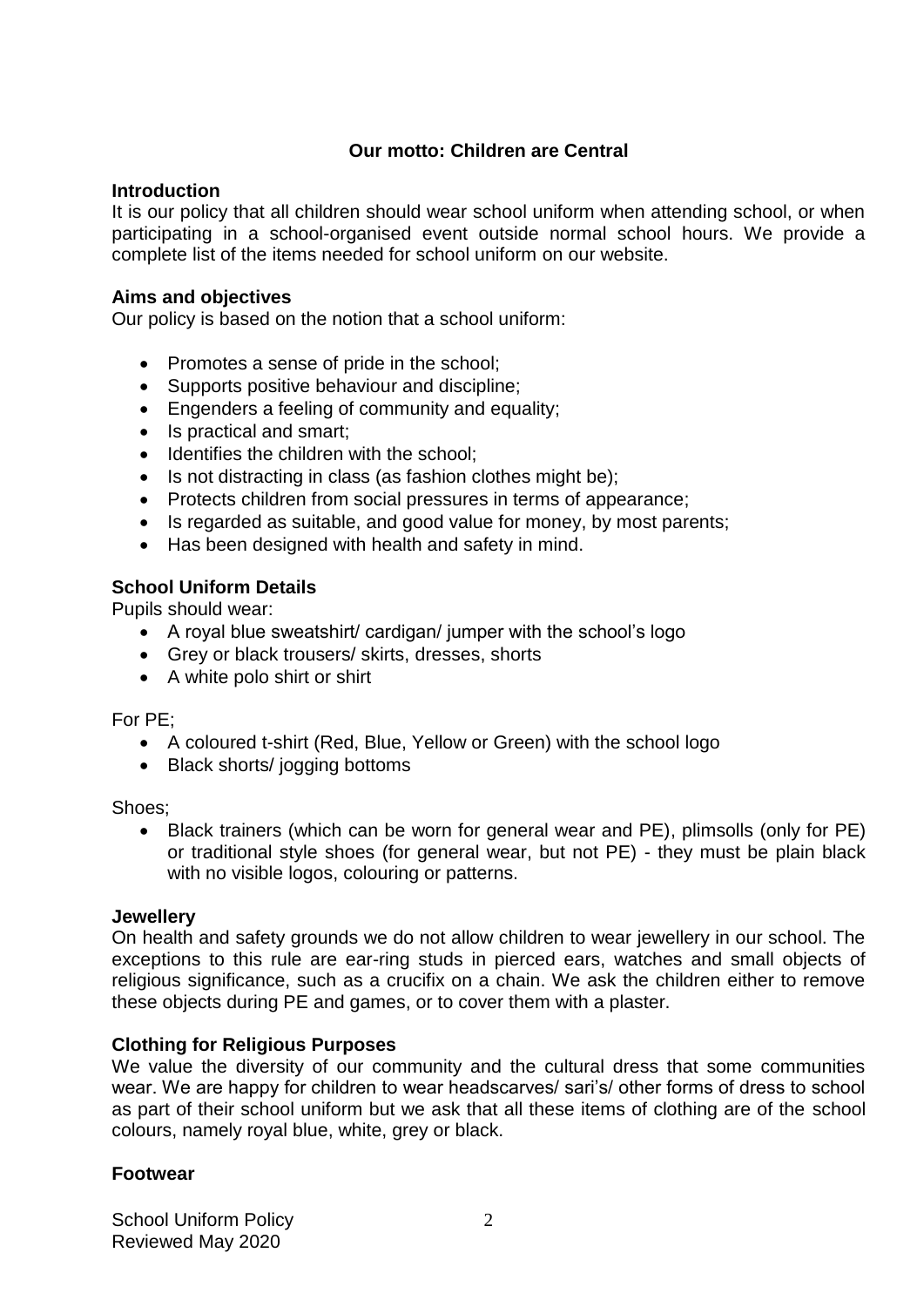**Our motto: Children are Central**

**Introduction**

It is our policy that all children should wear school uniform when attending school, or when participating in a school-organised event outside normal school hours. We provide a complete list of the items needed for school uniform on our website.

**Aims and objectives**

Our policy is based on the notion that a school uniform:

- Promotes a sense of pride in the school;
- Supports positive behaviour and discipline;
- Engenders a feeling of community and equality;
- Is practical and smart;
- Identifies the children with the school;
- Is not distracting in class (as fashion clothes might be);
- Protects children from social pressures in terms of appearance;
- Is regarded as suitable, and good value for money, by most parents;
- Has been designed with health and safety in mind.

**School Uniform Details**

Pupils should wear:

- A royal blue sweatshirt/ cardigan/ jumper with the school's logo
- Grey or black trousers/ skirts, dresses, shorts
- A white polo shirt or shirt

For PE;

- A coloured t-shirt (Red, Blue, Yellow or Green) with the school logo
- Black shorts/ jogging bottoms

Shoes;

- Black trainers (which can be worn for general wear and PE), plimsolls (only for PE) or traditional style shoes (for general wear, but not PE) - they must be plain black with no visible logos, colouring or patterns.

**Jewellery**

On health and safety grounds we do not allow children to wear jewellery in our school. The exceptions to this rule are ear-ring studs in pierced ears, watches and small objects of religious significance, such as a crucifix on a chain. We ask the children either to remove these objects during PE and games, or to cover them with a plaster.

**Clothing for Religious Purposes**

We value the diversity of our community and the cultural dress that some communities wear. We are happy for children to wear headscarves/ sari's/ other forms of dress to school as part of their school uniform but we ask that all these items of clothing are of the school colours, namely royal blue, white, grey or black.

**Footwear**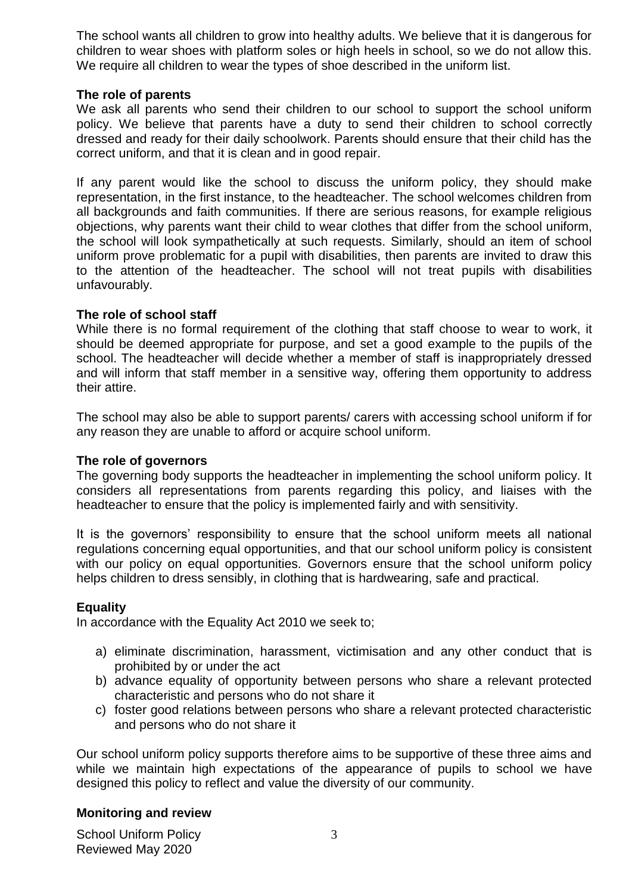The school wants all children to grow into healthy adults. We believe that it is dangerous for children to wear shoes with platform soles or high heels in school, so we do not allow this. We require all children to wear the types of shoe described in the uniform list.

**The role of parents**

We ask all parents who send their children to our school to support the school uniform policy. We believe that parents have a duty to send their children to school correctly dressed and ready for their daily schoolwork. Parents should ensure that their child has the correct uniform, and that it is clean and in good repair.

If any parent would like the school to discuss the uniform policy, they should make representation, in the first instance, to the headteacher. The school welcomes children from all backgrounds and faith communities. If there are serious reasons, for example religious objections, why parents want their child to wear clothes that differ from the school uniform, the school will look sympathetically at such requests. Similarly, should an item of school uniform prove problematic for a pupil with disabilities, then parents are invited to draw this to the attention of the headteacher. The school will not treat pupils with disabilities unfavourably.

**The role of school staff**

While there is no formal requirement of the clothing that staff choose to wear to work, it should be deemed appropriate for purpose, and set a good example to the pupils of the school. The headteacher will decide whether a member of staff is inappropriately dressed and will inform that staff member in a sensitive way, offering them opportunity to address their attire.

The school may also be able to support parents/ carers with accessing school uniform if for any reason they are unable to afford or acquire school uniform.

**The role of governors**

The governing body supports the headteacher in implementing the school uniform policy. It considers all representations from parents regarding this policy, and liaises with the headteacher to ensure that the policy is implemented fairly and with sensitivity.

It is the governors' responsibility to ensure that the school uniform meets all national regulations concerning equal opportunities, and that our school uniform policy is consistent with our policy on equal opportunities. Governors ensure that the school uniform policy helps children to dress sensibly, in clothing that is hardwearing, safe and practical.

**Equality**

In accordance with the Equality Act 2010 we seek to;

a) eliminate discrimination, harassment, victimisation and any other conduct that is prohibited by or under the act
b) advance equality of opportunity between persons who share a relevant protected characteristic and persons who do not share it
c) foster good relations between persons who share a relevant protected characteristic and persons who do not share it

Our school uniform policy supports therefore aims to be supportive of these three aims and while we maintain high expectations of the appearance of pupils to school we have designed this policy to reflect and value the diversity of our community.

**Monitoring and review**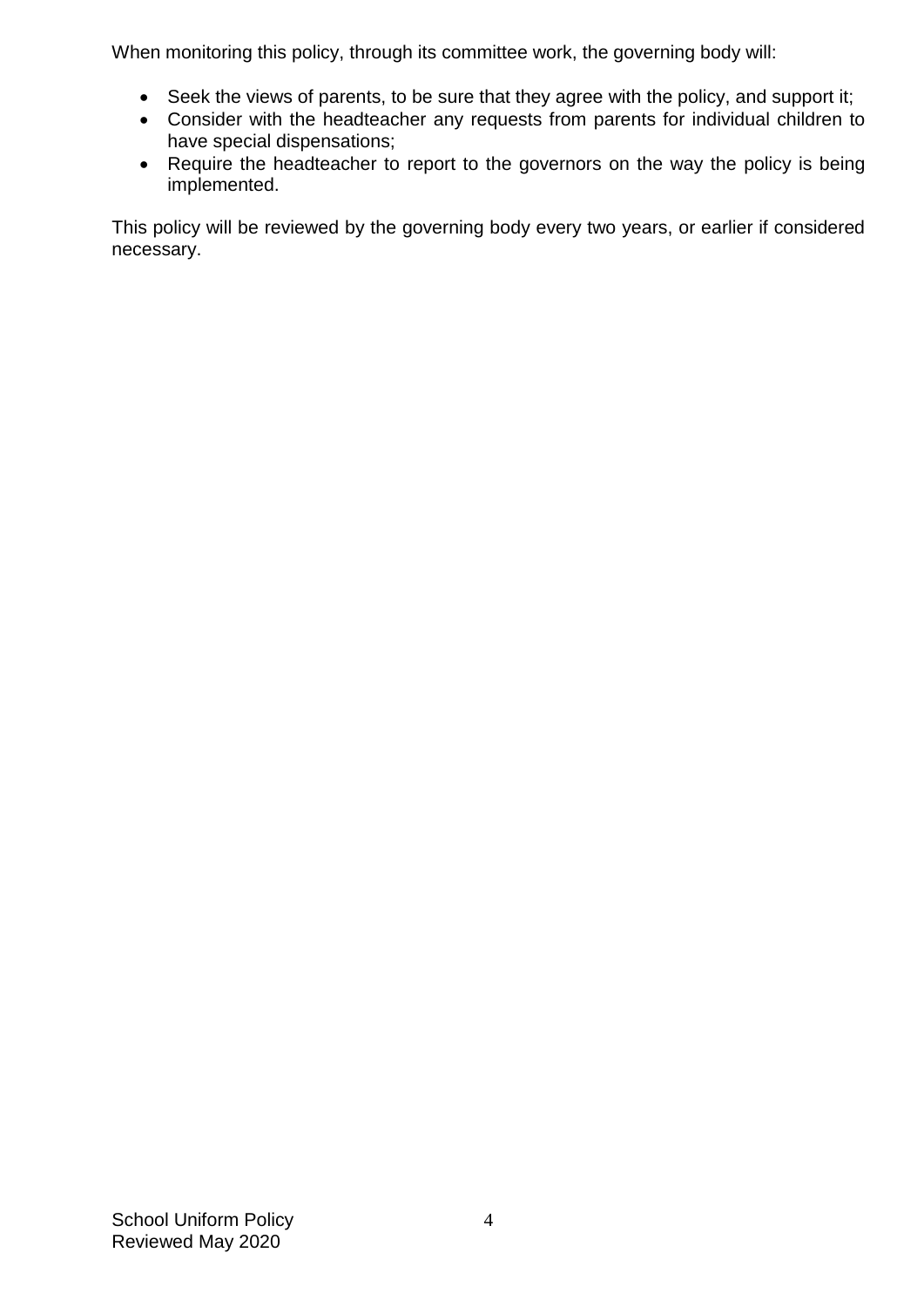When monitoring this policy, through its committee work, the governing body will:

- Seek the views of parents, to be sure that they agree with the policy, and support it;
- Consider with the headteacher any requests from parents for individual children to have special dispensations;
- Require the headteacher to report to the governors on the way the policy is being implemented.

This policy will be reviewed by the governing body every two years, or earlier if considered necessary.